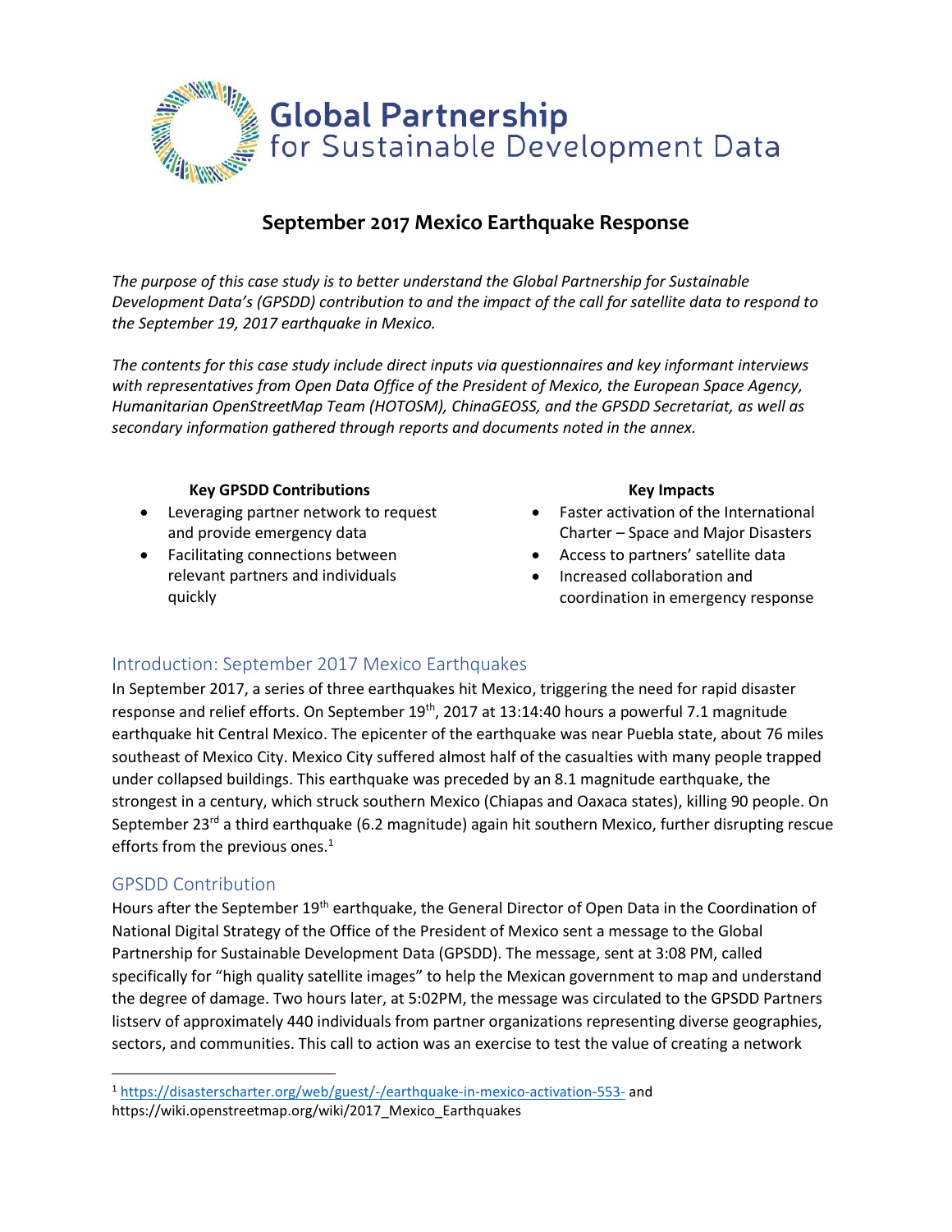# Global Partnership for Sustainable Development Data

## September 2017 Mexico Earthquake Response

*The purpose of this case study is to better understand the Global Partnership for Sustainable Development Data's (GPSDD) contribution to and the impact of the call for satellite data to respond to the September 19, 2017 earthquake in Mexico.*

*The contents for this case study include direct inputs via questionnaires and key informant interviews with representatives from Open Data Office of the President of Mexico, the European Space Agency, Humanitarian OpenStreetMap Team (HOTOSM), ChinaGEOSS, and the GPSDD Secretariat, as well as secondary information gathered through reports and documents noted in the annex.*

**Key GPSDD Contributions**

- Leveraging partner network to request and provide emergency data
- Facilitating connections between relevant partners and individuals quickly

**Key Impacts**

- Faster activation of the International Charter – Space and Major Disasters
- Access to partners' satellite data
- Increased collaboration and coordination in emergency response

## Introduction: September 2017 Mexico Earthquakes

In September 2017, a series of three earthquakes hit Mexico, triggering the need for rapid disaster response and relief efforts. On September 19th, 2017 at 13:14:40 hours a powerful 7.1 magnitude earthquake hit Central Mexico. The epicenter of the earthquake was near Puebla state, about 76 miles southeast of Mexico City. Mexico City suffered almost half of the casualties with many people trapped under collapsed buildings. This earthquake was preceded by an 8.1 magnitude earthquake, the strongest in a century, which struck southern Mexico (Chiapas and Oaxaca states), killing 90 people. On September 23rd a third earthquake (6.2 magnitude) again hit southern Mexico, further disrupting rescue efforts from the previous ones.[1]

## GPSDD Contribution

Hours after the September 19th earthquake, the General Director of Open Data in the Coordination of National Digital Strategy of the Office of the President of Mexico sent a message to the Global Partnership for Sustainable Development Data (GPSDD). The message, sent at 3:08 PM, called specifically for "high quality satellite images" to help the Mexican government to map and understand the degree of damage. Two hours later, at 5:02PM, the message was circulated to the GPSDD Partners listserv of approximately 440 individuals from partner organizations representing diverse geographies, sectors, and communities. This call to action was an exercise to test the value of creating a network

[1] https://disasterscharter.org/web/guest/-/earthquake-in-mexico-activation-553- and https://wiki.openstreetmap.org/wiki/2017_Mexico_Earthquakes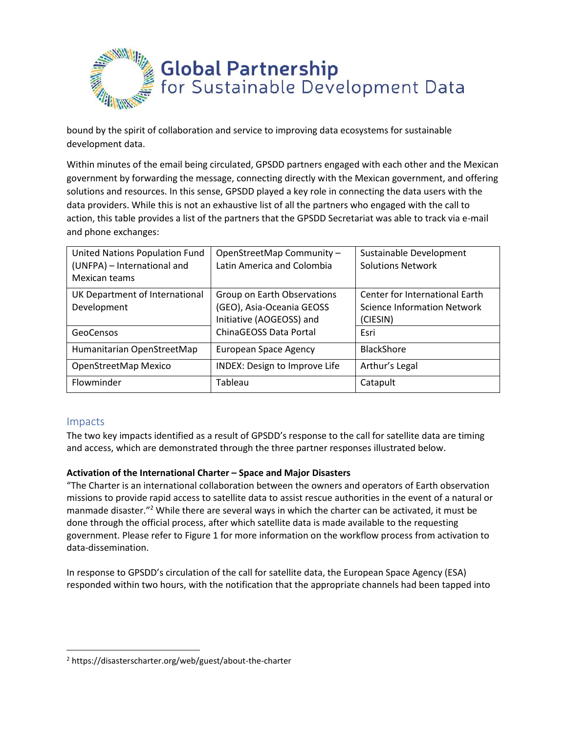bound by the spirit of collaboration and service to improving data ecosystems for sustainable development data.

Within minutes of the email being circulated, GPSDD partners engaged with each other and the Mexican government by forwarding the message, connecting directly with the Mexican government, and offering solutions and resources. In this sense, GPSDD played a key role in connecting the data users with the data providers. While this is not an exhaustive list of all the partners who engaged with the call to action, this table provides a list of the partners that the GPSDD Secretariat was able to track via e-mail and phone exchanges:

| | | |
|---|---|---|
| United Nations Population Fund (UNFPA) – International and Mexican teams | OpenStreetMap Community – Latin America and Colombia | Sustainable Development Solutions Network |
| UK Department of International Development | Group on Earth Observations (GEO), Asia-Oceania GEOSS Initiative (AOGEOSS) and ChinaGEOSS Data Portal | Center for International Earth Science Information Network (CIESIN) |
| GeoCensos | | Esri |
| Humanitarian OpenStreetMap | European Space Agency | BlackShore |
| OpenStreetMap Mexico | INDEX: Design to Improve Life | Arthur's Legal |
| Flowminder | Tableau | Catapult |

## Impacts

The two key impacts identified as a result of GPSDD's response to the call for satellite data are timing and access, which are demonstrated through the three partner responses illustrated below.

**Activation of the International Charter – Space and Major Disasters**

"The Charter is an international collaboration between the owners and operators of Earth observation missions to provide rapid access to satellite data to assist rescue authorities in the event of a natural or manmade disaster."[2] While there are several ways in which the charter can be activated, it must be done through the official process, after which satellite data is made available to the requesting government. Please refer to Figure 1 for more information on the workflow process from activation to data-dissemination.

In response to GPSDD's circulation of the call for satellite data, the European Space Agency (ESA) responded within two hours, with the notification that the appropriate channels had been tapped into

[2] https://disasterscharter.org/web/guest/about-the-charter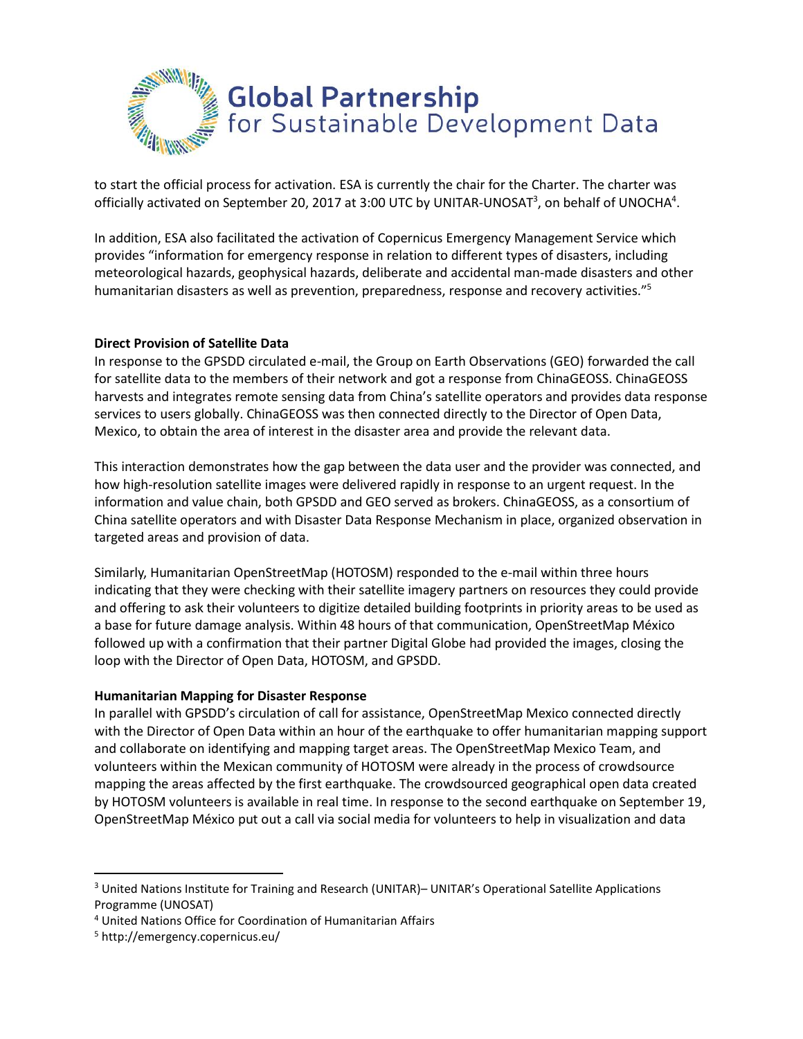to start the official process for activation. ESA is currently the chair for the Charter. The charter was officially activated on September 20, 2017 at 3:00 UTC by UNITAR-UNOSAT[3], on behalf of UNOCHA[4].

In addition, ESA also facilitated the activation of Copernicus Emergency Management Service which provides "information for emergency response in relation to different types of disasters, including meteorological hazards, geophysical hazards, deliberate and accidental man-made disasters and other humanitarian disasters as well as prevention, preparedness, response and recovery activities."[5]

**Direct Provision of Satellite Data**

In response to the GPSDD circulated e-mail, the Group on Earth Observations (GEO) forwarded the call for satellite data to the members of their network and got a response from ChinaGEOSS. ChinaGEOSS harvests and integrates remote sensing data from China's satellite operators and provides data response services to users globally. ChinaGEOSS was then connected directly to the Director of Open Data, Mexico, to obtain the area of interest in the disaster area and provide the relevant data.

This interaction demonstrates how the gap between the data user and the provider was connected, and how high-resolution satellite images were delivered rapidly in response to an urgent request. In the information and value chain, both GPSDD and GEO served as brokers. ChinaGEOSS, as a consortium of China satellite operators and with Disaster Data Response Mechanism in place, organized observation in targeted areas and provision of data.

Similarly, Humanitarian OpenStreetMap (HOTOSM) responded to the e-mail within three hours indicating that they were checking with their satellite imagery partners on resources they could provide and offering to ask their volunteers to digitize detailed building footprints in priority areas to be used as a base for future damage analysis. Within 48 hours of that communication, OpenStreetMap México followed up with a confirmation that their partner Digital Globe had provided the images, closing the loop with the Director of Open Data, HOTOSM, and GPSDD.

**Humanitarian Mapping for Disaster Response**

In parallel with GPSDD's circulation of call for assistance, OpenStreetMap Mexico connected directly with the Director of Open Data within an hour of the earthquake to offer humanitarian mapping support and collaborate on identifying and mapping target areas. The OpenStreetMap Mexico Team, and volunteers within the Mexican community of HOTOSM were already in the process of crowdsource mapping the areas affected by the first earthquake. The crowdsourced geographical open data created by HOTOSM volunteers is available in real time. In response to the second earthquake on September 19, OpenStreetMap México put out a call via social media for volunteers to help in visualization and data

---

[3] United Nations Institute for Training and Research (UNITAR)– UNITAR's Operational Satellite Applications Programme (UNOSAT)

[4] United Nations Office for Coordination of Humanitarian Affairs

[5] http://emergency.copernicus.eu/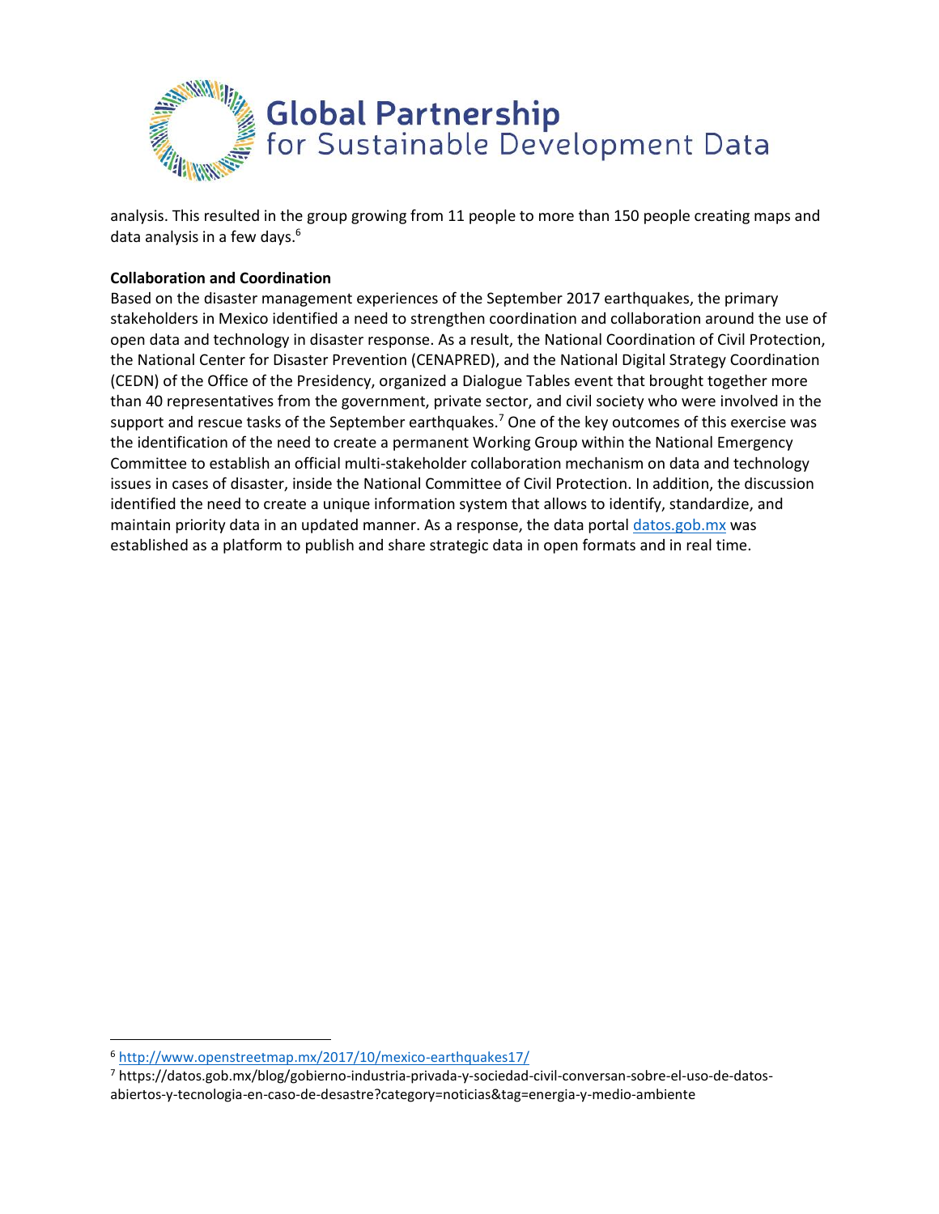analysis. This resulted in the group growing from 11 people to more than 150 people creating maps and data analysis in a few days.[6]

**Collaboration and Coordination**

Based on the disaster management experiences of the September 2017 earthquakes, the primary stakeholders in Mexico identified a need to strengthen coordination and collaboration around the use of open data and technology in disaster response. As a result, the National Coordination of Civil Protection, the National Center for Disaster Prevention (CENAPRED), and the National Digital Strategy Coordination (CEDN) of the Office of the Presidency, organized a Dialogue Tables event that brought together more than 40 representatives from the government, private sector, and civil society who were involved in the support and rescue tasks of the September earthquakes.[7] One of the key outcomes of this exercise was the identification of the need to create a permanent Working Group within the National Emergency Committee to establish an official multi-stakeholder collaboration mechanism on data and technology issues in cases of disaster, inside the National Committee of Civil Protection. In addition, the discussion identified the need to create a unique information system that allows to identify, standardize, and maintain priority data in an updated manner. As a response, the data portal [datos.gob.mx](datos.gob.mx) was established as a platform to publish and share strategic data in open formats and in real time.

---

[6] http://www.openstreetmap.mx/2017/10/mexico-earthquakes17/

[7] https://datos.gob.mx/blog/gobierno-industria-privada-y-sociedad-civil-conversan-sobre-el-uso-de-datos-abiertos-y-tecnologia-en-caso-de-desastre?category=noticias&tag=energia-y-medio-ambiente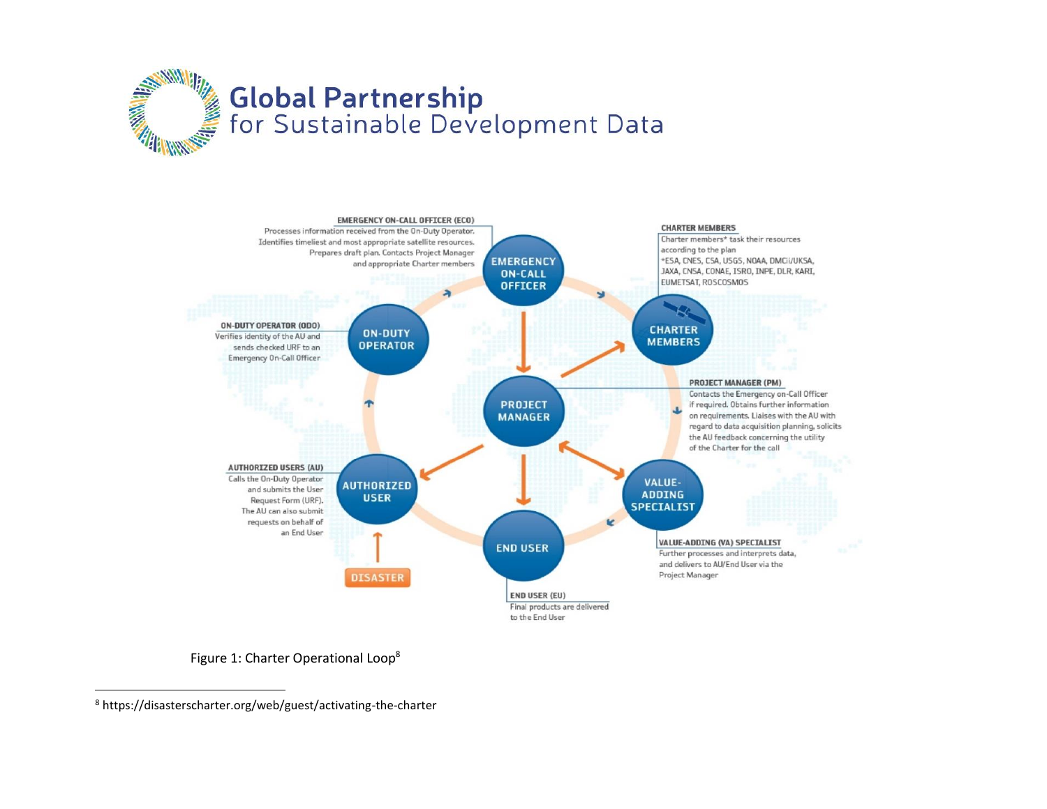**EMERGENCY ON-CALL OFFICER (ECO)**
Processes information received from the On-Duty Operator. Identifies timeliest and most appropriate satellite resources. Prepares draft plan. Contacts Project Manager and appropriate Charter members

**CHARTER MEMBERS**
Charter members* task their resources according to the plan
*ESA, CNES, CSA, USGS, NOAA, DMCii/UKSA, JAXA, CNSA, CONAE, ISRO, INPE, DLR, KARI, EUMETSAT, ROSCOSMOS

**ON-DUTY OPERATOR (ODO)**
Verifies identity of the AU and sends checked URF to an Emergency On-Call Officer

**PROJECT MANAGER (PM)**
Contacts the Emergency on-Call Officer if required. Obtains further information on requirements. Liaises with the AU with regard to data acquisition planning, solicits the AU feedback concerning the utility of the Charter for the call

**AUTHORIZED USERS (AU)**
Calls the On-Duty Operator and submits the User Request Form (URF). The AU can also submit requests on behalf of an End User

**VALUE-ADDING (VA) SPECIALIST**
Further processes and interprets data, and delivers to AU/End User via the Project Manager

**END USER (EU)**
Final products are delivered to the End User

EMERGENCY ON-CALL OFFICER — CHARTER MEMBERS — PROJECT MANAGER — ON-DUTY OPERATOR — AUTHORIZED USER — VALUE-ADDING SPECIALIST — END USER — DISASTER

Figure 1: Charter Operational Loop[8]

---

[8] https://disasterscharter.org/web/guest/activating-the-charter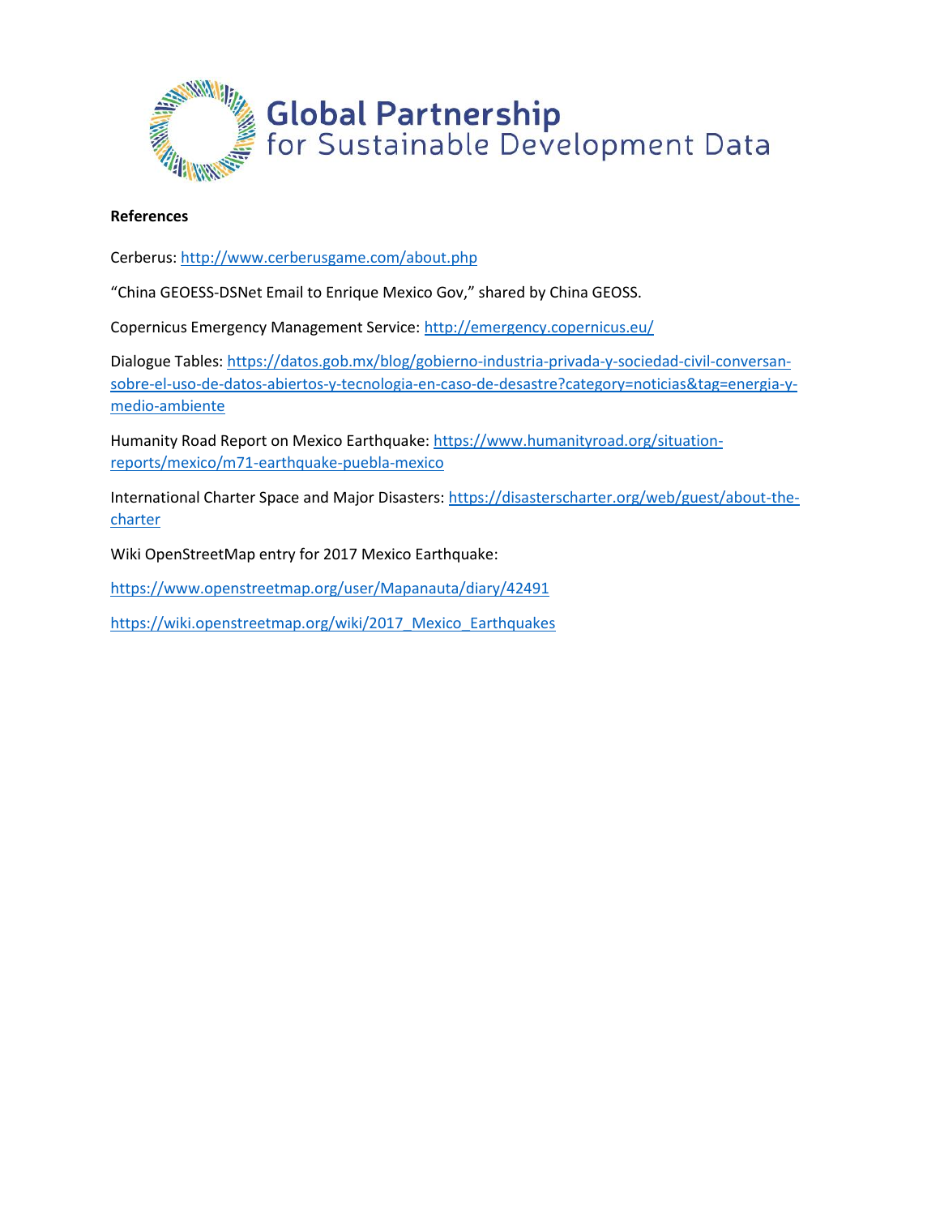**References**

Cerberus: http://www.cerberusgame.com/about.php

"China GEOESS-DSNet Email to Enrique Mexico Gov," shared by China GEOSS.

Copernicus Emergency Management Service: http://emergency.copernicus.eu/

Dialogue Tables: https://datos.gob.mx/blog/gobierno-industria-privada-y-sociedad-civil-conversan-sobre-el-uso-de-datos-abiertos-y-tecnologia-en-caso-de-desastre?category=noticias&tag=energia-y-medio-ambiente

Humanity Road Report on Mexico Earthquake: https://www.humanityroad.org/situation-reports/mexico/m71-earthquake-puebla-mexico

International Charter Space and Major Disasters: https://disasterscharter.org/web/guest/about-the-charter

Wiki OpenStreetMap entry for 2017 Mexico Earthquake:

https://www.openstreetmap.org/user/Mapanauta/diary/42491

https://wiki.openstreetmap.org/wiki/2017_Mexico_Earthquakes